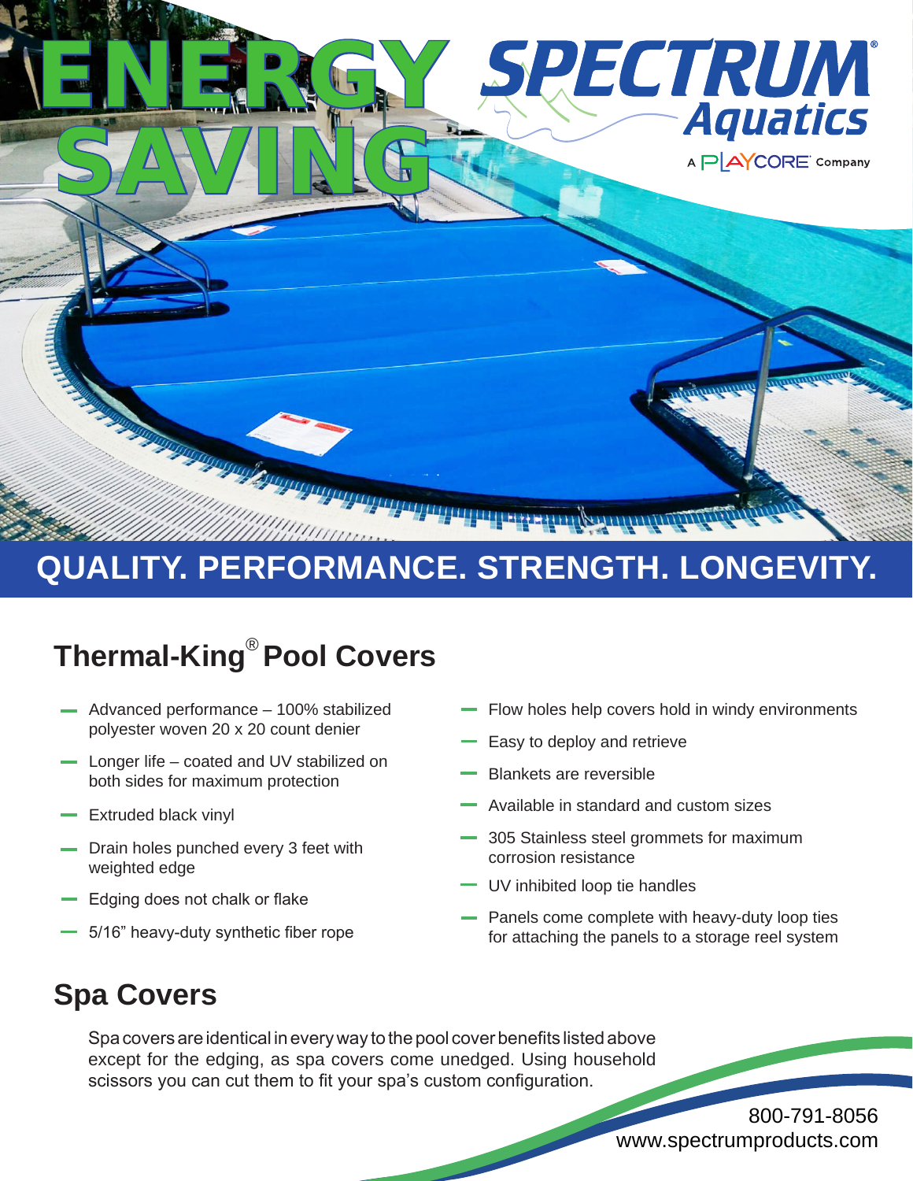# ENERGY SAVING

SPECTRUM® Aquatics

A PLAYCORE Company

## QUALITY. PERFORMANCE. STRENGTH. LONGEVITY.

## Thermal-King® Pool Covers

- Advanced performance – 100% stabilized polyester woven 20 x 20 count denier
- Longer life – coated and UV stabilized on both sides for maximum protection
- Extruded black vinyl
- Drain holes punched every 3 feet with weighted edge
- Edging does not chalk or flake
- 5/16" heavy-duty synthetic fiber rope
- Flow holes help covers hold in windy environments
- Easy to deploy and retrieve
- Blankets are reversible
- Available in standard and custom sizes
- 305 Stainless steel grommets for maximum corrosion resistance
- UV inhibited loop tie handles
- Panels come complete with heavy-duty loop ties for attaching the panels to a storage reel system

## Spa Covers

Spa covers are identical in every way to the pool cover benefits listed above except for the edging, as spa covers come unedged. Using household scissors you can cut them to fit your spa's custom configuration.

800-791-8056
www.spectrumproducts.com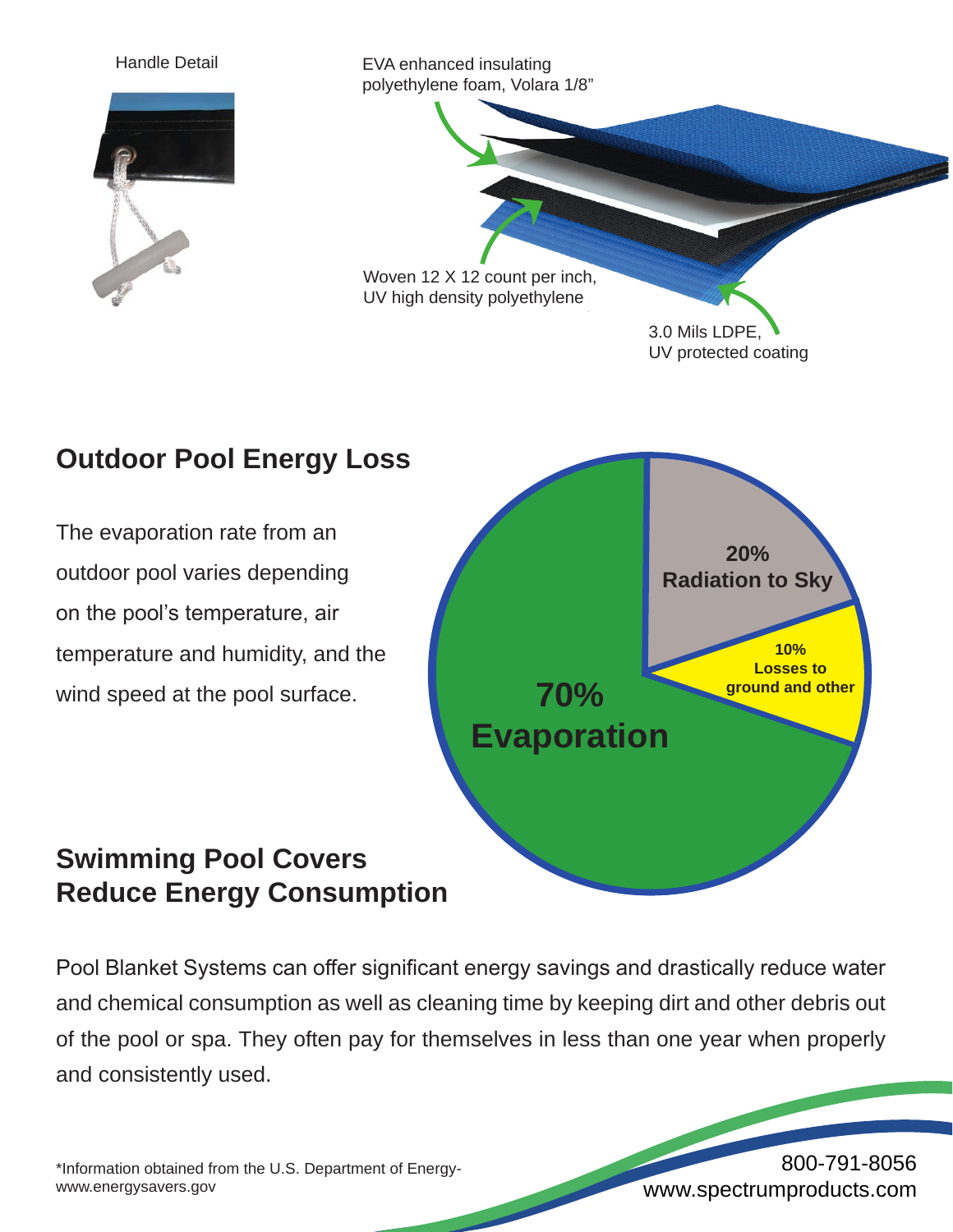Handle Detail

EVA enhanced insulating polyethylene foam, Volara 1/8"

Woven 12 X 12 count per inch, UV high density polyethylene

3.0 Mils LDPE, UV protected coating

## Outdoor Pool Energy Loss

The evaporation rate from an outdoor pool varies depending on the pool's temperature, air temperature and humidity, and the wind speed at the pool surface.

20%
Radiation to Sky

10%
Losses to ground and other

70%
Evaporation

## Swimming Pool Covers Reduce Energy Consumption

Pool Blanket Systems can offer significant energy savings and drastically reduce water and chemical consumption as well as cleaning time by keeping dirt and other debris out of the pool or spa. They often pay for themselves in less than one year when properly and consistently used.

*Information obtained from the U.S. Department of Energy- www.energysavers.gov

800-791-8056
www.spectrumproducts.com